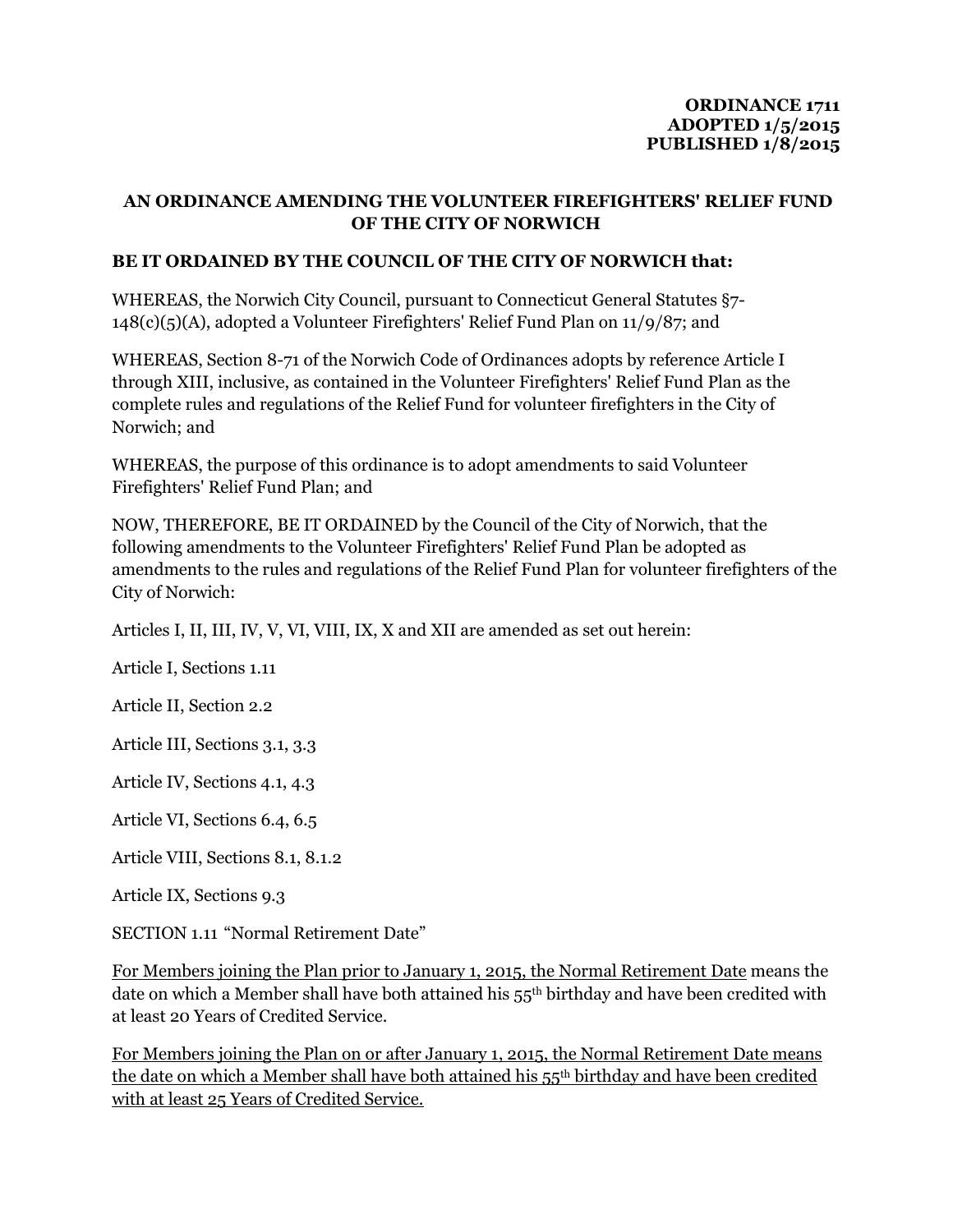**ORDINANCE 1711**
**ADOPTED 1/5/2015**
**PUBLISHED 1/8/2015**

## AN ORDINANCE AMENDING THE VOLUNTEER FIREFIGHTERS' RELIEF FUND OF THE CITY OF NORWICH

**BE IT ORDAINED BY THE COUNCIL OF THE CITY OF NORWICH that:**

WHEREAS, the Norwich City Council, pursuant to Connecticut General Statutes §7-148(c)(5)(A), adopted a Volunteer Firefighters' Relief Fund Plan on 11/9/87; and

WHEREAS, Section 8-71 of the Norwich Code of Ordinances adopts by reference Article I through XIII, inclusive, as contained in the Volunteer Firefighters' Relief Fund Plan as the complete rules and regulations of the Relief Fund for volunteer firefighters in the City of Norwich; and

WHEREAS, the purpose of this ordinance is to adopt amendments to said Volunteer Firefighters' Relief Fund Plan; and

NOW, THEREFORE, BE IT ORDAINED by the Council of the City of Norwich, that the following amendments to the Volunteer Firefighters' Relief Fund Plan be adopted as amendments to the rules and regulations of the Relief Fund Plan for volunteer firefighters of the City of Norwich:

Articles I, II, III, IV, V, VI, VIII, IX, X and XII are amended as set out herein:

Article I, Sections 1.11

Article II, Section 2.2

Article III, Sections 3.1, 3.3

Article IV, Sections 4.1, 4.3

Article VI, Sections 6.4, 6.5

Article VIII, Sections 8.1, 8.1.2

Article IX, Sections 9.3

SECTION 1.11 "Normal Retirement Date"

<u>For Members joining the Plan prior to January 1, 2015, the Normal Retirement Date</u> means the date on which a Member shall have both attained his 55th birthday and have been credited with at least 20 Years of Credited Service.

<u>For Members joining the Plan on or after January 1, 2015, the Normal Retirement Date means the date on which a Member shall have both attained his 55th birthday and have been credited with at least 25 Years of Credited Service.</u>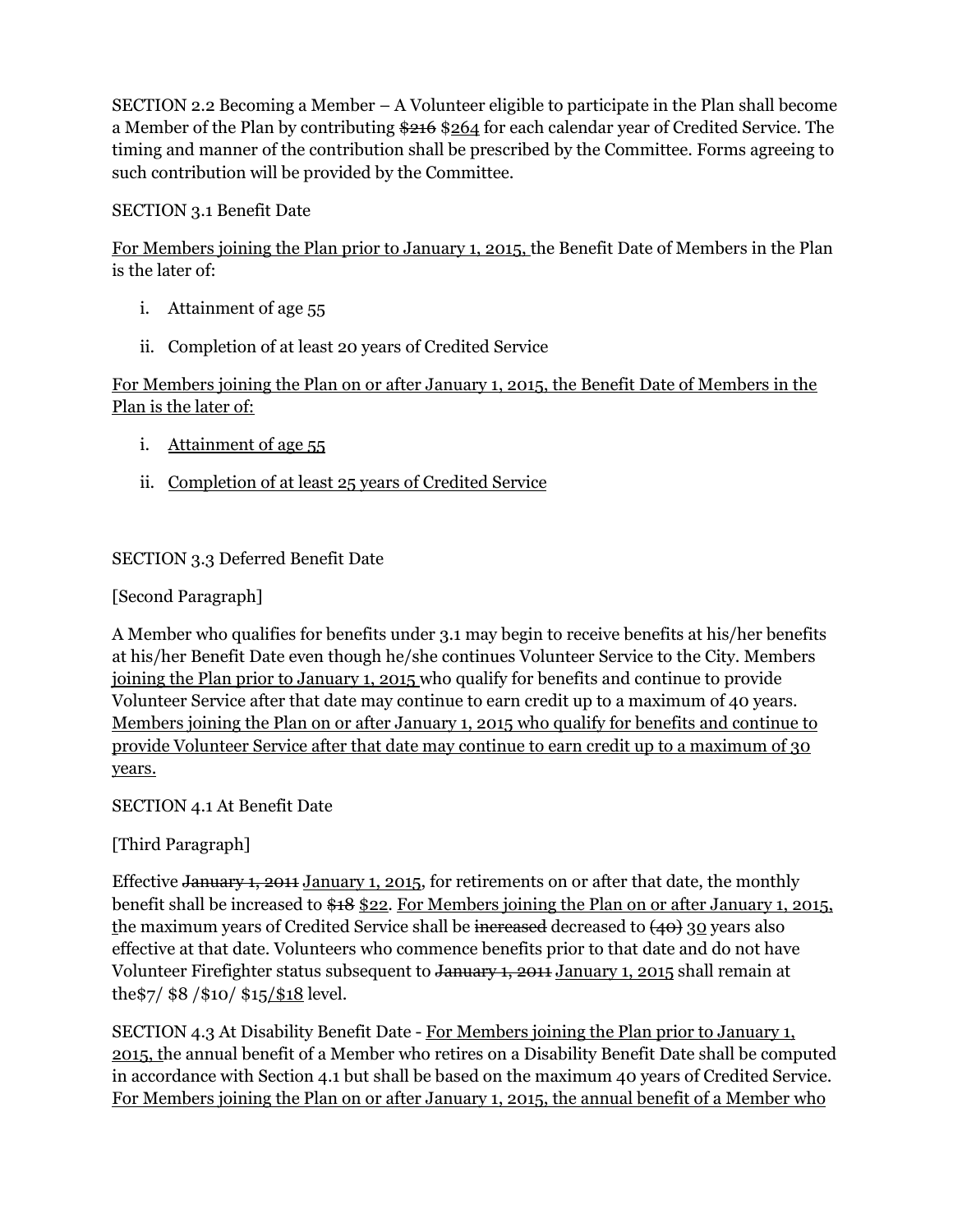SECTION 2.2 Becoming a Member – A Volunteer eligible to participate in the Plan shall become a Member of the Plan by contributing ~~$216~~ $<u>264</u> for each calendar year of Credited Service. The timing and manner of the contribution shall be prescribed by the Committee. Forms agreeing to such contribution will be provided by the Committee.

SECTION 3.1 Benefit Date

<u>For Members joining the Plan prior to January 1, 2015,</u> the Benefit Date of Members in the Plan is the later of:

i. Attainment of age 55

ii. Completion of at least 20 years of Credited Service

<u>For Members joining the Plan on or after January 1, 2015, the Benefit Date of Members in the Plan is the later of:</u>

i. <u>Attainment of age 55</u>

ii. <u>Completion of at least 25 years of Credited Service</u>

SECTION 3.3 Deferred Benefit Date

[Second Paragraph]

A Member who qualifies for benefits under 3.1 may begin to receive benefits at his/her benefits at his/her Benefit Date even though he/she continues Volunteer Service to the City. Members <u>joining the Plan prior to January 1, 2015</u> who qualify for benefits and continue to provide Volunteer Service after that date may continue to earn credit up to a maximum of 40 years. <u>Members joining the Plan on or after January 1, 2015 who qualify for benefits and continue to provide Volunteer Service after that date may continue to earn credit up to a maximum of 30 years.</u>

SECTION 4.1 At Benefit Date

[Third Paragraph]

Effective ~~January 1, 2011~~ <u>January 1, 2015</u>, for retirements on or after that date, the monthly benefit shall be increased to ~~$18~~ <u>$22</u>. <u>For Members joining the Plan on or after January 1, 2015, t</u>he maximum years of Credited Service shall be ~~increased~~ decreased to ~~(40)~~ 3<u>0</u> years also effective at that date. Volunteers who commence benefits prior to that date and do not have Volunteer Firefighter status subsequent to ~~January 1, 2011~~ <u>January 1, 2015</u> shall remain at the$7/ $8 /$10/ $15<u>/$18</u> level.

SECTION 4.3 At Disability Benefit Date - <u>For Members joining the Plan prior to January 1, 2015, t</u>he annual benefit of a Member who retires on a Disability Benefit Date shall be computed in accordance with Section 4.1 but shall be based on the maximum 40 years of Credited Service. <u>For Members joining the Plan on or after January 1, 2015, the annual benefit of a Member who</u>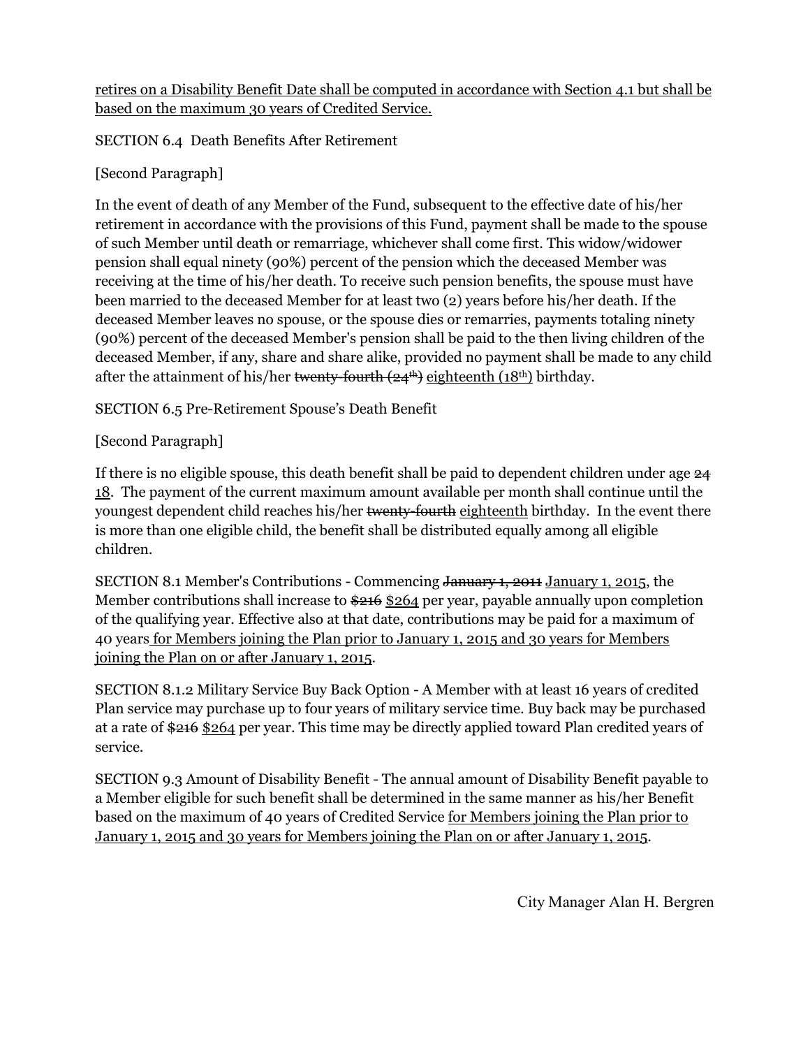<u>retires on a Disability Benefit Date shall be computed in accordance with Section 4.1 but shall be based on the maximum 30 years of Credited Service.</u>

SECTION 6.4 Death Benefits After Retirement

[Second Paragraph]

In the event of death of any Member of the Fund, subsequent to the effective date of his/her retirement in accordance with the provisions of this Fund, payment shall be made to the spouse of such Member until death or remarriage, whichever shall come first. This widow/widower pension shall equal ninety (90%) percent of the pension which the deceased Member was receiving at the time of his/her death. To receive such pension benefits, the spouse must have been married to the deceased Member for at least two (2) years before his/her death. If the deceased Member leaves no spouse, or the spouse dies or remarries, payments totaling ninety (90%) percent of the deceased Member's pension shall be paid to the then living children of the deceased Member, if any, share and share alike, provided no payment shall be made to any child after the attainment of his/her ~~twenty-fourth (24th)~~ <u>eighteenth (18th)</u> birthday.

SECTION 6.5 Pre-Retirement Spouse's Death Benefit

[Second Paragraph]

If there is no eligible spouse, this death benefit shall be paid to dependent children under age ~~24~~ <u>18</u>. The payment of the current maximum amount available per month shall continue until the youngest dependent child reaches his/her ~~twenty-fourth~~ <u>eighteenth</u> birthday. In the event there is more than one eligible child, the benefit shall be distributed equally among all eligible children.

SECTION 8.1 Member's Contributions - Commencing ~~January 1, 2011~~ <u>January 1, 2015</u>, the Member contributions shall increase to ~~$216~~ <u>$264</u> per year, payable annually upon completion of the qualifying year. Effective also at that date, contributions may be paid for a maximum of 40 years<u> for Members joining the Plan prior to January 1, 2015 and 30 years for Members joining the Plan on or after January 1, 2015</u>.

SECTION 8.1.2 Military Service Buy Back Option - A Member with at least 16 years of credited Plan service may purchase up to four years of military service time. Buy back may be purchased at a rate of ~~$216~~ <u>$264</u> per year. This time may be directly applied toward Plan credited years of service.

SECTION 9.3 Amount of Disability Benefit - The annual amount of Disability Benefit payable to a Member eligible for such benefit shall be determined in the same manner as his/her Benefit based on the maximum of 40 years of Credited Service <u>for Members joining the Plan prior to January 1, 2015 and 30 years for Members joining the Plan on or after January 1, 2015</u>.

City Manager Alan H. Bergren